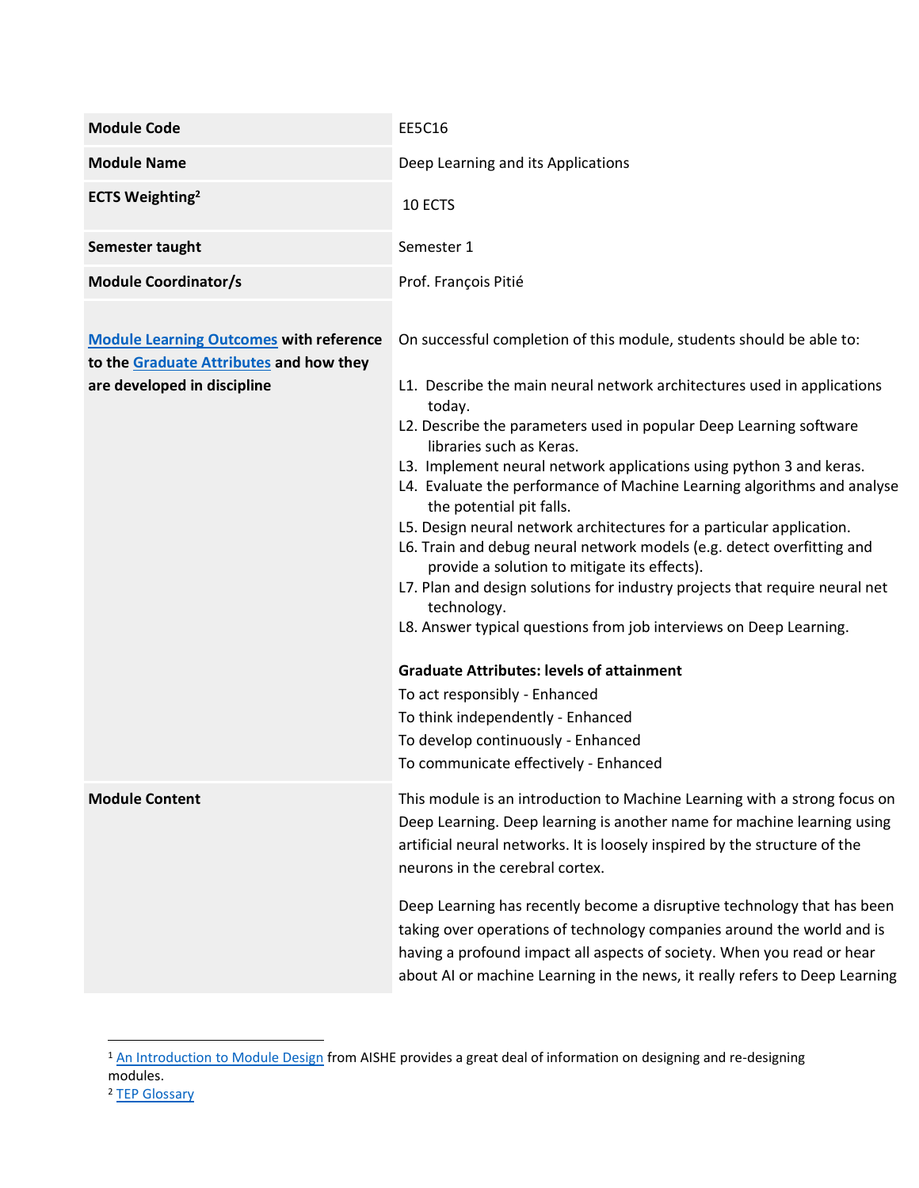| | |
|---|---|
| **Module Code** | EE5C16 |
| **Module Name** | Deep Learning and its Applications |
| **ECTS Weighting**[2] | 10 ECTS |
| **Semester taught** | Semester 1 |
| **Module Coordinator/s** | Prof. François Pitié |
| **Module Learning Outcomes with reference to the Graduate Attributes and how they are developed in discipline** | On successful completion of this module, students should be able to:<br><br>L1. Describe the main neural network architectures used in applications today.<br>L2. Describe the parameters used in popular Deep Learning software libraries such as Keras.<br>L3. Implement neural network applications using python 3 and keras.<br>L4. Evaluate the performance of Machine Learning algorithms and analyse the potential pit falls.<br>L5. Design neural network architectures for a particular application.<br>L6. Train and debug neural network models (e.g. detect overfitting and provide a solution to mitigate its effects).<br>L7. Plan and design solutions for industry projects that require neural net technology.<br>L8. Answer typical questions from job interviews on Deep Learning.<br><br>**Graduate Attributes: levels of attainment**<br>To act responsibly - Enhanced<br>To think independently - Enhanced<br>To develop continuously - Enhanced<br>To communicate effectively - Enhanced |
| **Module Content** | This module is an introduction to Machine Learning with a strong focus on Deep Learning. Deep learning is another name for machine learning using artificial neural networks. It is loosely inspired by the structure of the neurons in the cerebral cortex.<br><br>Deep Learning has recently become a disruptive technology that has been taking over operations of technology companies around the world and is having a profound impact all aspects of society. When you read or hear about AI or machine Learning in the news, it really refers to Deep Learning |

[1] An Introduction to Module Design from AISHE provides a great deal of information on designing and re-designing modules.

[2] TEP Glossary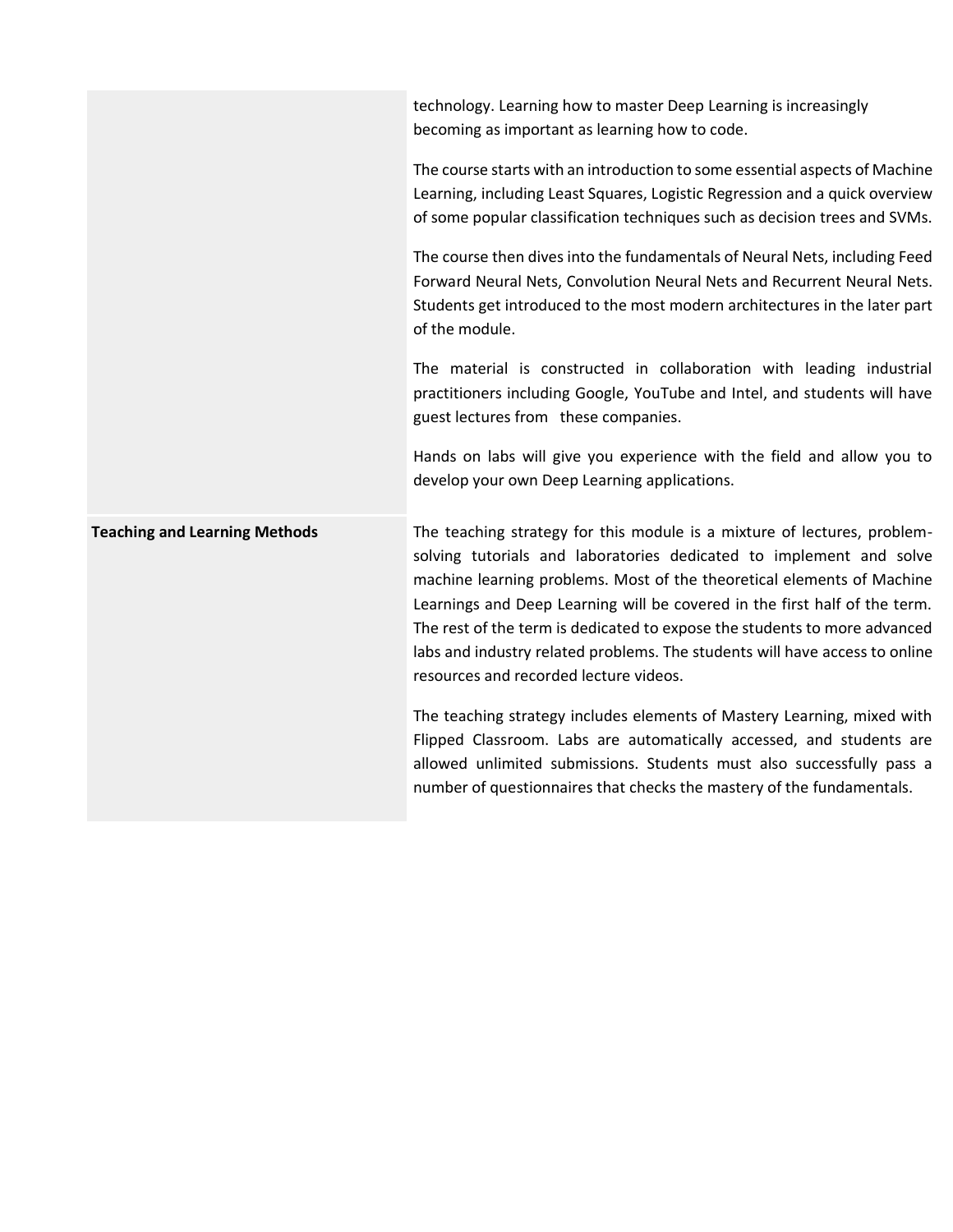| | |
|---|---|
| | technology. Learning how to master Deep Learning is increasingly becoming as important as learning how to code.<br><br>The course starts with an introduction to some essential aspects of Machine Learning, including Least Squares, Logistic Regression and a quick overview of some popular classification techniques such as decision trees and SVMs.<br><br>The course then dives into the fundamentals of Neural Nets, including Feed Forward Neural Nets, Convolution Neural Nets and Recurrent Neural Nets. Students get introduced to the most modern architectures in the later part of the module.<br><br>The material is constructed in collaboration with leading industrial practitioners including Google, YouTube and Intel, and students will have guest lectures from these companies.<br><br>Hands on labs will give you experience with the field and allow you to develop your own Deep Learning applications. |
| **Teaching and Learning Methods** | The teaching strategy for this module is a mixture of lectures, problem-solving tutorials and laboratories dedicated to implement and solve machine learning problems. Most of the theoretical elements of Machine Learnings and Deep Learning will be covered in the first half of the term. The rest of the term is dedicated to expose the students to more advanced labs and industry related problems. The students will have access to online resources and recorded lecture videos.<br><br>The teaching strategy includes elements of Mastery Learning, mixed with Flipped Classroom. Labs are automatically accessed, and students are allowed unlimited submissions. Students must also successfully pass a number of questionnaires that checks the mastery of the fundamentals. |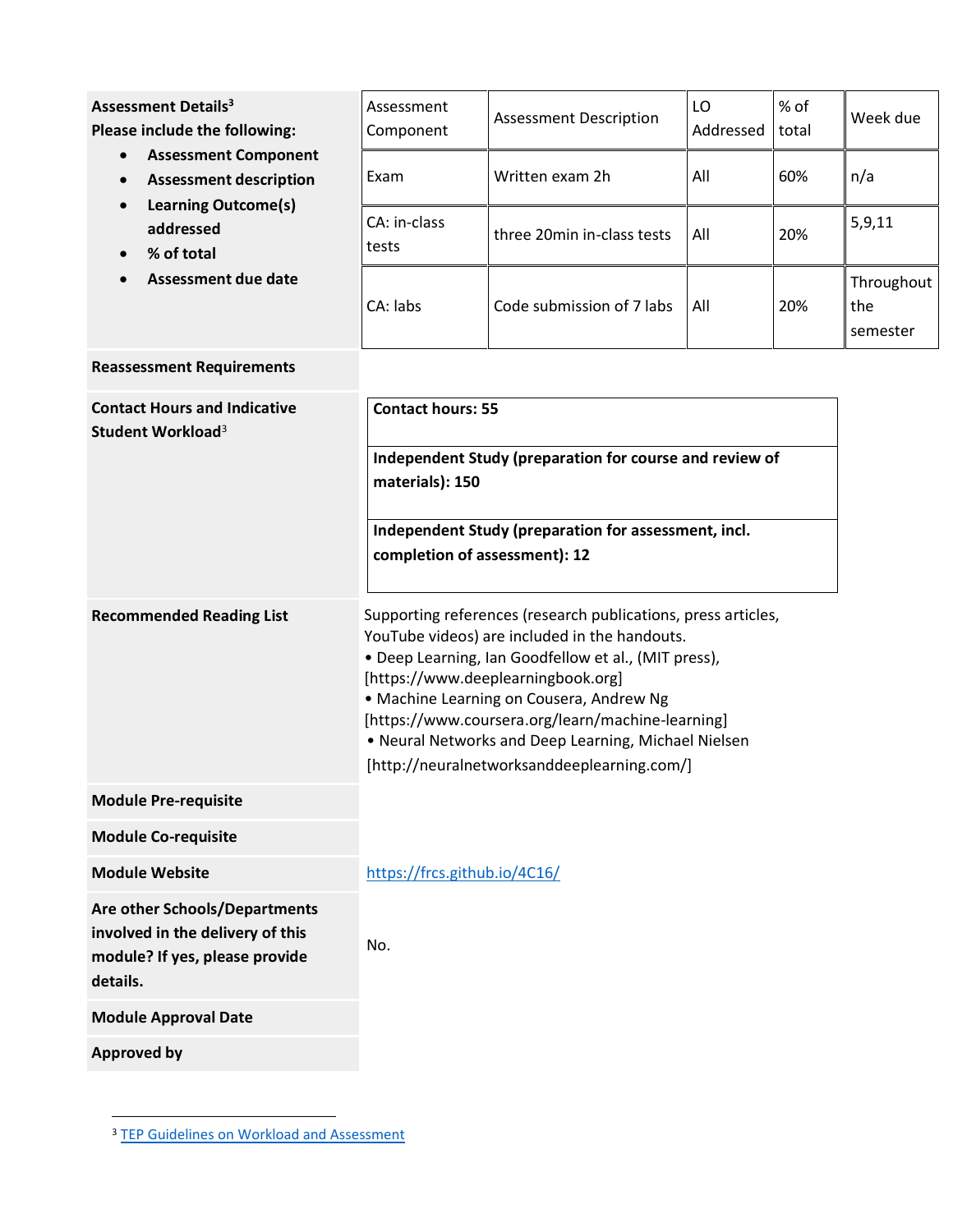| | | | | | |
|---|---|---|---|---|---|
| **Assessment Details**[3]<br>**Please include the following:**<br>• **Assessment Component**<br>• **Assessment description**<br>• **Learning Outcome(s) addressed**<br>• **% of total**<br>• **Assessment due date** | Assessment Component | Assessment Description | LO Addressed | % of total | Week due |
| | Exam | Written exam 2h | All | 60% | n/a |
| | CA: in-class tests | three 20min in-class tests | All | 20% | 5,9,11 |
| | CA: labs | Code submission of 7 labs | All | 20% | Throughout the semester |

| | |
|---|---|
| **Reassessment Requirements** | |
| **Contact Hours and Indicative Student Workload**[3] | **Contact hours: 55**<br><br>**Independent Study (preparation for course and review of materials): 150**<br><br>**Independent Study (preparation for assessment, incl. completion of assessment): 12** |
| **Recommended Reading List** | Supporting references (research publications, press articles, YouTube videos) are included in the handouts.<br>• Deep Learning, Ian Goodfellow et al., (MIT press), [https://www.deeplearningbook.org]<br>• Machine Learning on Cousera, Andrew Ng [https://www.coursera.org/learn/machine-learning]<br>• Neural Networks and Deep Learning, Michael Nielsen [http://neuralnetworksanddeeplearning.com/] |
| **Module Pre-requisite** | |
| **Module Co-requisite** | |
| **Module Website** | https://frcs.github.io/4C16/ |
| **Are other Schools/Departments involved in the delivery of this module? If yes, please provide details.** | No. |
| **Module Approval Date** | |
| **Approved by** | |

[3] TEP Guidelines on Workload and Assessment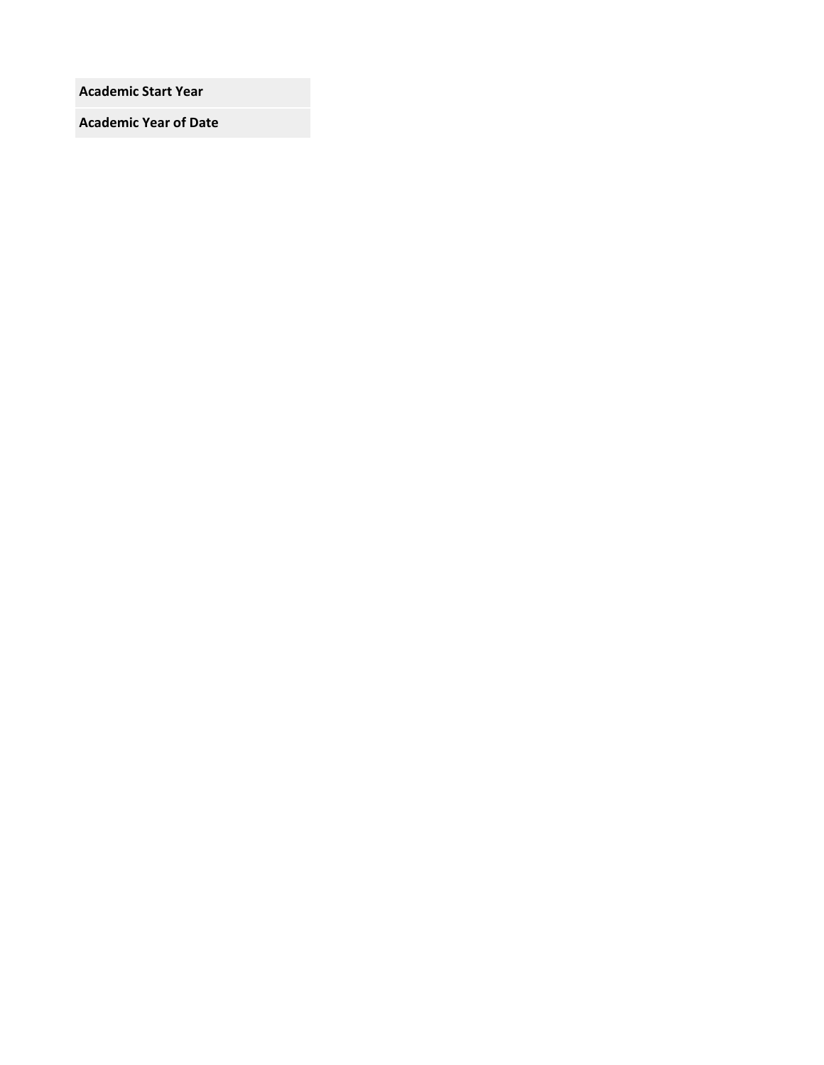| |
|---|
| **Academic Start Year** |
| **Academic Year of Date** |